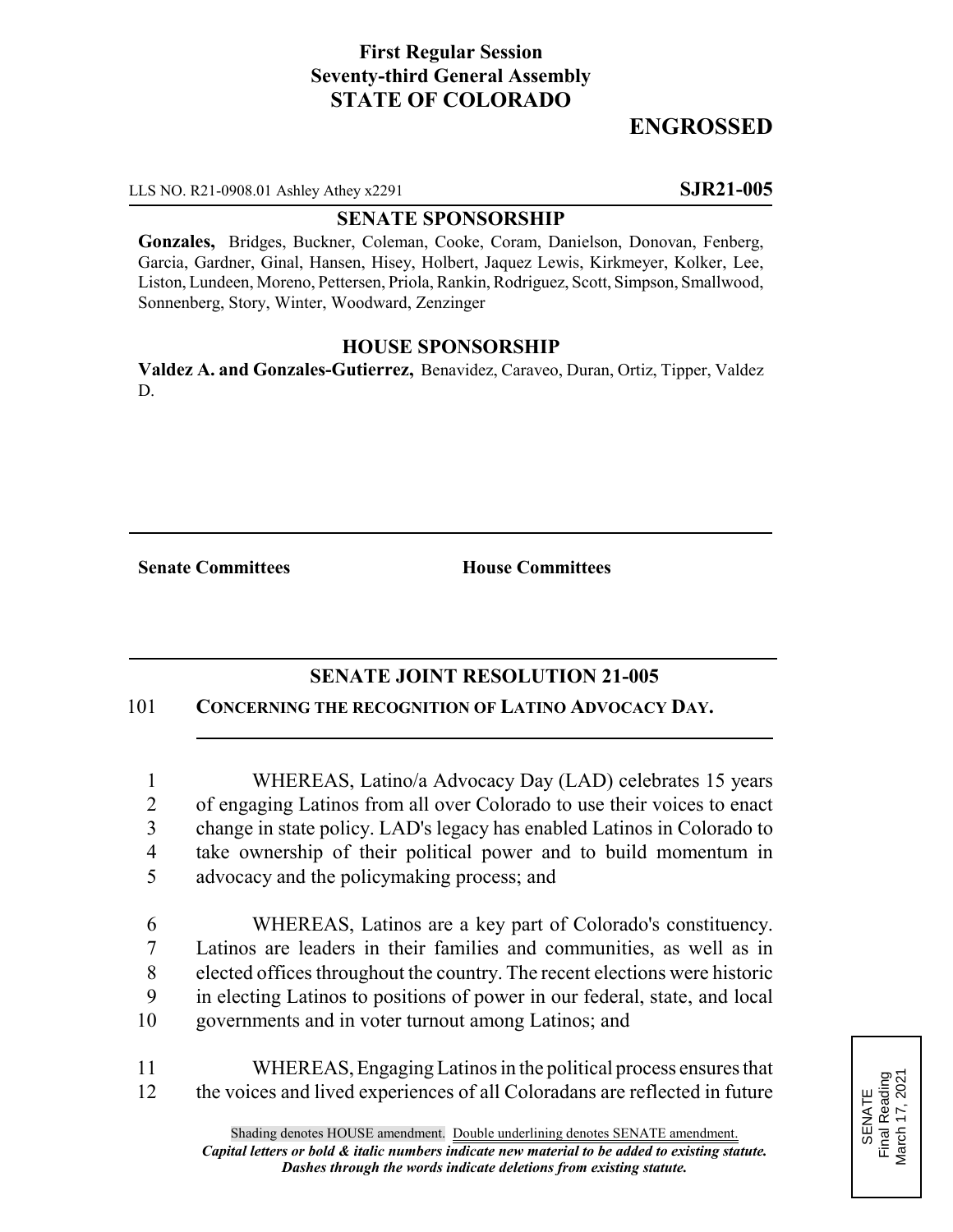**First Regular Session**
**Seventy-third General Assembly**
**STATE OF COLORADO**

# ENGROSSED

LLS NO. R21-0908.01 Ashley Athey x2291 **SJR21-005**

## SENATE SPONSORSHIP

**Gonzales,** Bridges, Buckner, Coleman, Cooke, Coram, Danielson, Donovan, Fenberg, Garcia, Gardner, Ginal, Hansen, Hisey, Holbert, Jaquez Lewis, Kirkmeyer, Kolker, Lee, Liston, Lundeen, Moreno, Pettersen, Priola, Rankin, Rodriguez, Scott, Simpson, Smallwood, Sonnenberg, Story, Winter, Woodward, Zenzinger

## HOUSE SPONSORSHIP

**Valdez A. and Gonzales-Gutierrez,** Benavidez, Caraveo, Duran, Ortiz, Tipper, Valdez D.

**Senate Committees** **House Committees**

## SENATE JOINT RESOLUTION 21-005

101 **CONCERNING THE RECOGNITION OF LATINO ADVOCACY DAY.**

1 WHEREAS, Latino/a Advocacy Day (LAD) celebrates 15 years
2 of engaging Latinos from all over Colorado to use their voices to enact
3 change in state policy. LAD's legacy has enabled Latinos in Colorado to
4 take ownership of their political power and to build momentum in
5 advocacy and the policymaking process; and

6 WHEREAS, Latinos are a key part of Colorado's constituency.
7 Latinos are leaders in their families and communities, as well as in
8 elected offices throughout the country. The recent elections were historic
9 in electing Latinos to positions of power in our federal, state, and local
10 governments and in voter turnout among Latinos; and

11 WHEREAS, Engaging Latinos in the political process ensures that
12 the voices and lived experiences of all Coloradans are reflected in future

SENATE
Final Reading
March 17, 2021

Shading denotes HOUSE amendment. Double underlining denotes SENATE amendment.
***Capital letters or bold & italic numbers indicate new material to be added to existing statute.***
***Dashes through the words indicate deletions from existing statute.***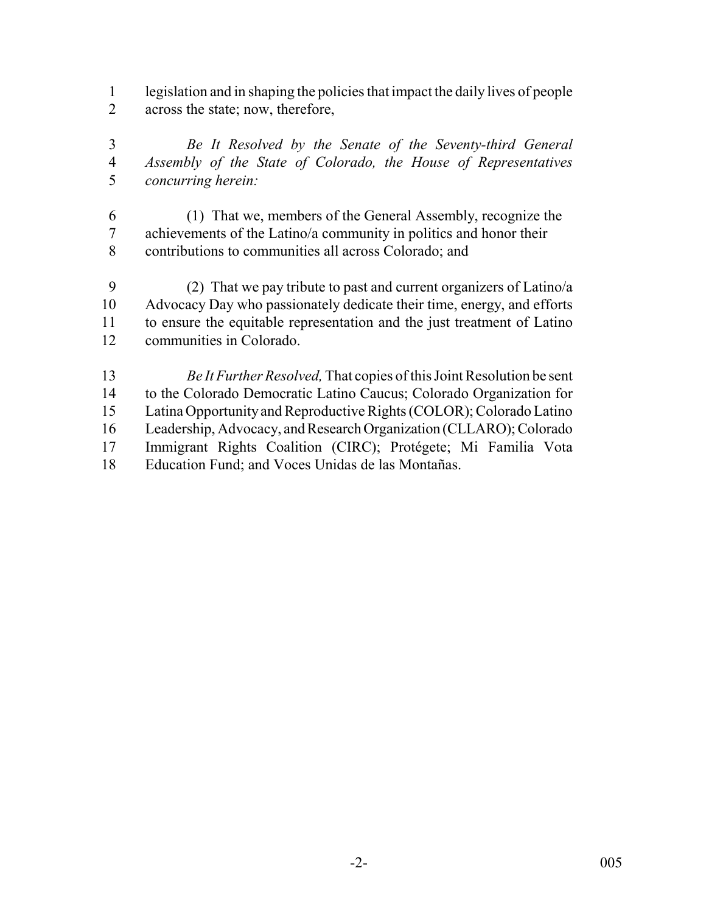legislation and in shaping the policies that impact the daily lives of people across the state; now, therefore,

*Be It Resolved by the Senate of the Seventy-third General Assembly of the State of Colorado, the House of Representatives concurring herein:*

(1) That we, members of the General Assembly, recognize the achievements of the Latino/a community in politics and honor their contributions to communities all across Colorado; and

(2) That we pay tribute to past and current organizers of Latino/a Advocacy Day who passionately dedicate their time, energy, and efforts to ensure the equitable representation and the just treatment of Latino communities in Colorado.

*Be It Further Resolved,* That copies of this Joint Resolution be sent to the Colorado Democratic Latino Caucus; Colorado Organization for Latina Opportunity and Reproductive Rights (COLOR); Colorado Latino Leadership, Advocacy, and Research Organization (CLLARO); Colorado Immigrant Rights Coalition (CIRC); Protégete; Mi Familia Vota Education Fund; and Voces Unidas de las Montañas.